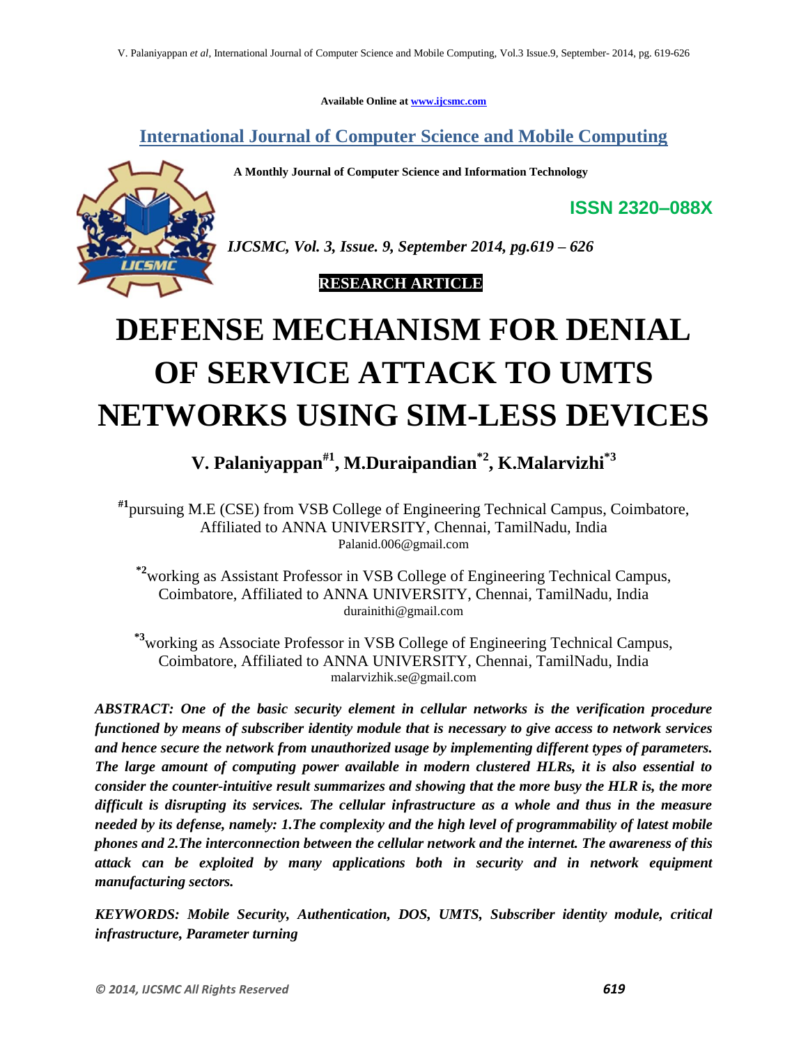Available Online at www.ijcsmc.com

## International Journal of Computer Science and Mobile Computing

**A Monthly Journal of Computer Science and Information Technology**

**ISSN 2320–088X**

*IJCSMC, Vol. 3, Issue. 9, September 2014, pg.619 – 626*

**RESEARCH ARTICLE**

# DEFENSE MECHANISM FOR DENIAL OF SERVICE ATTACK TO UMTS NETWORKS USING SIM-LESS DEVICES

**V. Palaniyappan[#1], M.Duraipandian[*2], K.Malarvizhi[*3]**

[#1]pursuing M.E (CSE) from VSB College of Engineering Technical Campus, Coimbatore, Affiliated to ANNA UNIVERSITY, Chennai, TamilNadu, India
Palanid.006@gmail.com

[*2]working as Assistant Professor in VSB College of Engineering Technical Campus, Coimbatore, Affiliated to ANNA UNIVERSITY, Chennai, TamilNadu, India
durainithi@gmail.com

[*3]working as Associate Professor in VSB College of Engineering Technical Campus, Coimbatore, Affiliated to ANNA UNIVERSITY, Chennai, TamilNadu, India
malarvizhik.se@gmail.com

***ABSTRACT:** One of the basic security element in cellular networks is the verification procedure functioned by means of subscriber identity module that is necessary to give access to network services and hence secure the network from unauthorized usage by implementing different types of parameters. The large amount of computing power available in modern clustered HLRs, it is also essential to consider the counter-intuitive result summarizes and showing that the more busy the HLR is, the more difficult is disrupting its services. The cellular infrastructure as a whole and thus in the measure needed by its defense, namely: 1.The complexity and the high level of programmability of latest mobile phones and 2.The interconnection between the cellular network and the internet. The awareness of this attack can be exploited by many applications both in security and in network equipment manufacturing sectors.*

***KEYWORDS:** Mobile Security, Authentication, DOS, UMTS, Subscriber identity module, critical infrastructure, Parameter turning*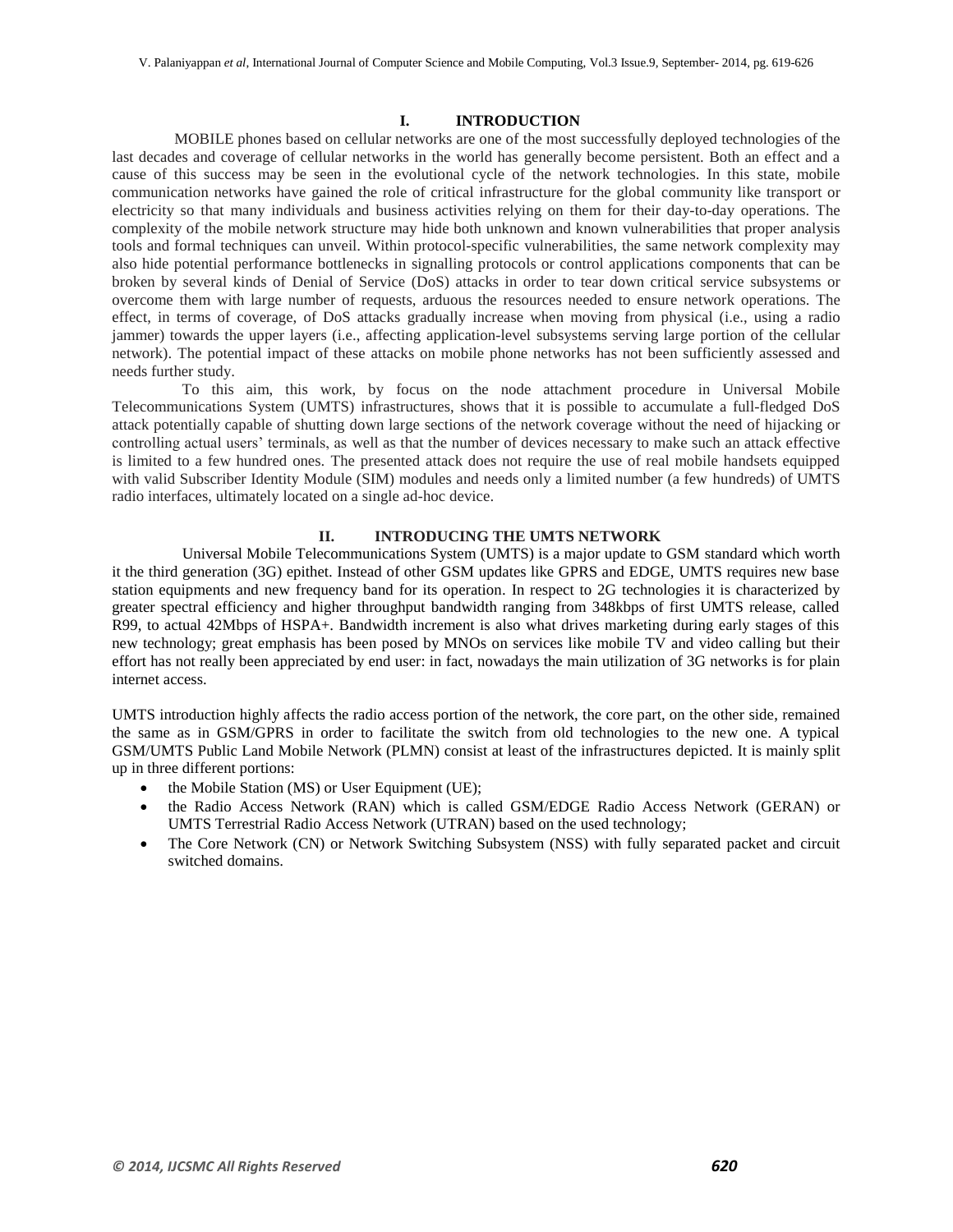## I. INTRODUCTION

MOBILE phones based on cellular networks are one of the most successfully deployed technologies of the last decades and coverage of cellular networks in the world has generally become persistent. Both an effect and a cause of this success may be seen in the evolutional cycle of the network technologies. In this state, mobile communication networks have gained the role of critical infrastructure for the global community like transport or electricity so that many individuals and business activities relying on them for their day-to-day operations. The complexity of the mobile network structure may hide both unknown and known vulnerabilities that proper analysis tools and formal techniques can unveil. Within protocol-specific vulnerabilities, the same network complexity may also hide potential performance bottlenecks in signalling protocols or control applications components that can be broken by several kinds of Denial of Service (DoS) attacks in order to tear down critical service subsystems or overcome them with large number of requests, arduous the resources needed to ensure network operations. The effect, in terms of coverage, of DoS attacks gradually increase when moving from physical (i.e., using a radio jammer) towards the upper layers (i.e., affecting application-level subsystems serving large portion of the cellular network). The potential impact of these attacks on mobile phone networks has not been sufficiently assessed and needs further study.

To this aim, this work, by focus on the node attachment procedure in Universal Mobile Telecommunications System (UMTS) infrastructures, shows that it is possible to accumulate a full-fledged DoS attack potentially capable of shutting down large sections of the network coverage without the need of hijacking or controlling actual users' terminals, as well as that the number of devices necessary to make such an attack effective is limited to a few hundred ones. The presented attack does not require the use of real mobile handsets equipped with valid Subscriber Identity Module (SIM) modules and needs only a limited number (a few hundreds) of UMTS radio interfaces, ultimately located on a single ad-hoc device.

## II. INTRODUCING THE UMTS NETWORK

Universal Mobile Telecommunications System (UMTS) is a major update to GSM standard which worth it the third generation (3G) epithet. Instead of other GSM updates like GPRS and EDGE, UMTS requires new base station equipments and new frequency band for its operation. In respect to 2G technologies it is characterized by greater spectral efficiency and higher throughput bandwidth ranging from 348kbps of first UMTS release, called R99, to actual 42Mbps of HSPA+. Bandwidth increment is also what drives marketing during early stages of this new technology; great emphasis has been posed by MNOs on services like mobile TV and video calling but their effort has not really been appreciated by end user: in fact, nowadays the main utilization of 3G networks is for plain internet access.

UMTS introduction highly affects the radio access portion of the network, the core part, on the other side, remained the same as in GSM/GPRS in order to facilitate the switch from old technologies to the new one. A typical GSM/UMTS Public Land Mobile Network (PLMN) consist at least of the infrastructures depicted. It is mainly split up in three different portions:

- the Mobile Station (MS) or User Equipment (UE);
- the Radio Access Network (RAN) which is called GSM/EDGE Radio Access Network (GERAN) or UMTS Terrestrial Radio Access Network (UTRAN) based on the used technology;
- The Core Network (CN) or Network Switching Subsystem (NSS) with fully separated packet and circuit switched domains.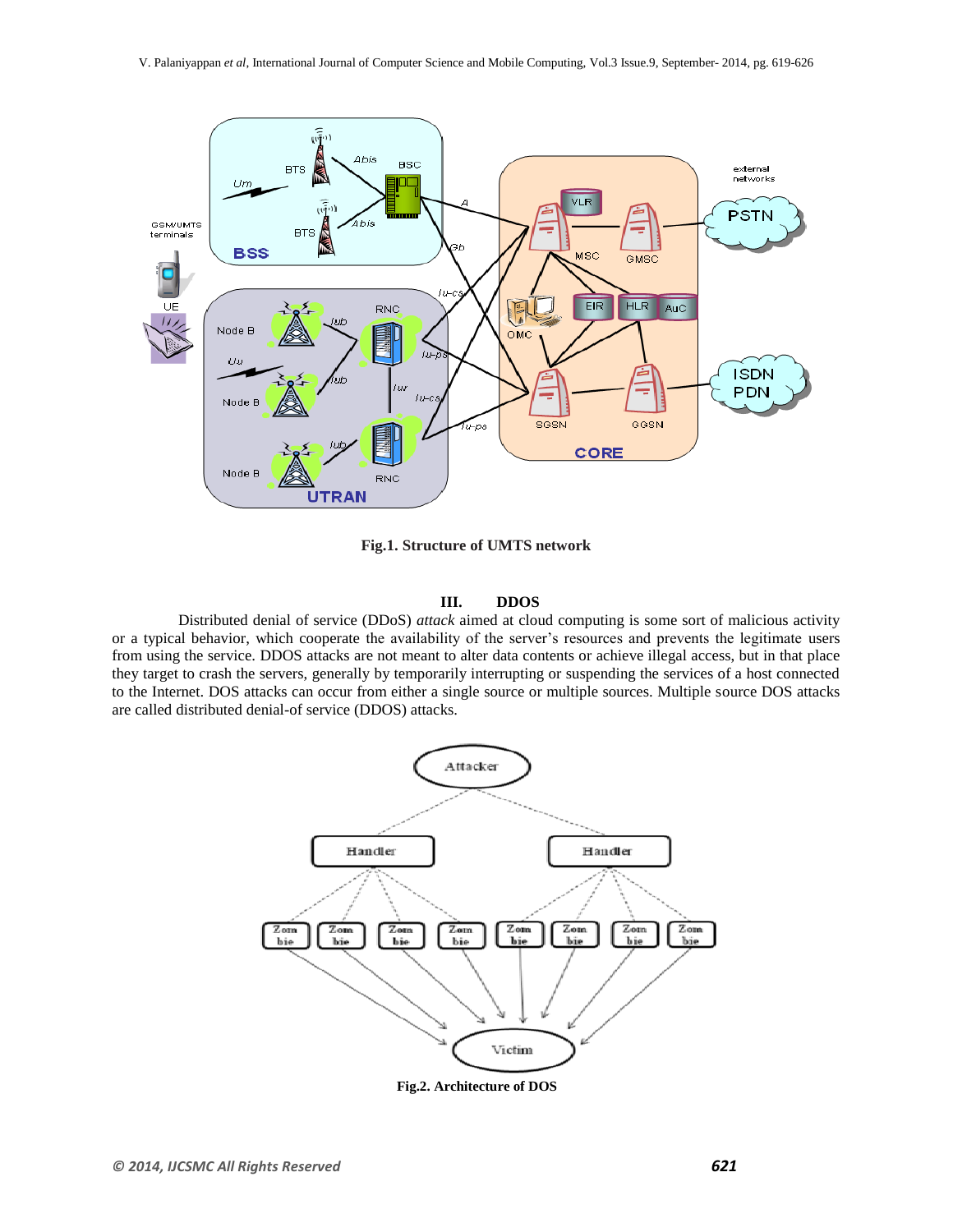Fig.1. Structure of UMTS network

## III. DDOS

Distributed denial of service (DDoS) *attack* aimed at cloud computing is some sort of malicious activity or a typical behavior, which cooperate the availability of the server's resources and prevents the legitimate users from using the service. DDOS attacks are not meant to alter data contents or achieve illegal access, but in that place they target to crash the servers, generally by temporarily interrupting or suspending the services of a host connected to the Internet. DOS attacks can occur from either a single source or multiple sources. Multiple source DOS attacks are called distributed denial-of service (DDOS) attacks.

Fig.2. Architecture of DOS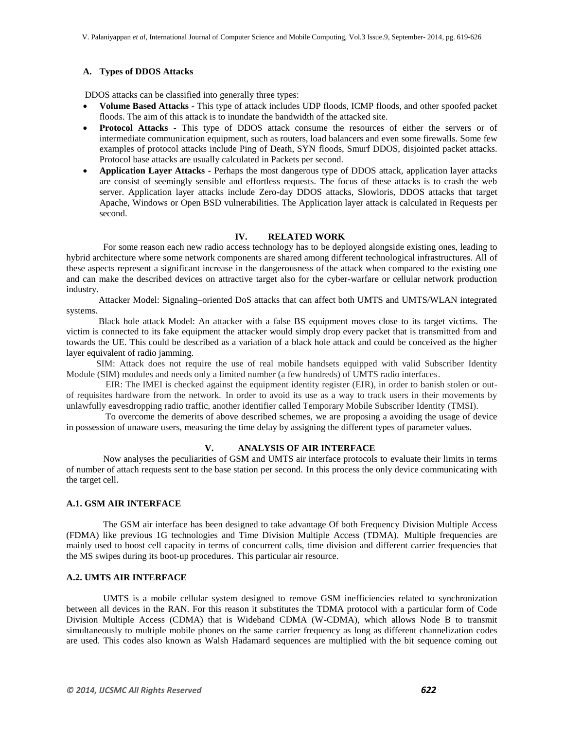### A. Types of DDOS Attacks

DDOS attacks can be classified into generally three types:

- **Volume Based Attacks** - This type of attack includes UDP floods, ICMP floods, and other spoofed packet floods. The aim of this attack is to inundate the bandwidth of the attacked site.
- **Protocol Attacks** - This type of DDOS attack consume the resources of either the servers or of intermediate communication equipment, such as routers, load balancers and even some firewalls. Some few examples of protocol attacks include Ping of Death, SYN floods, Smurf DDOS, disjointed packet attacks. Protocol base attacks are usually calculated in Packets per second.
- **Application Layer Attacks** - Perhaps the most dangerous type of DDOS attack, application layer attacks are consist of seemingly sensible and effortless requests. The focus of these attacks is to crash the web server. Application layer attacks include Zero-day DDOS attacks, Slowloris, DDOS attacks that target Apache, Windows or Open BSD vulnerabilities. The Application layer attack is calculated in Requests per second.

## IV. RELATED WORK

For some reason each new radio access technology has to be deployed alongside existing ones, leading to hybrid architecture where some network components are shared among different technological infrastructures. All of these aspects represent a significant increase in the dangerousness of the attack when compared to the existing one and can make the described devices on attractive target also for the cyber-warfare or cellular network production industry.

Attacker Model: Signaling–oriented DoS attacks that can affect both UMTS and UMTS/WLAN integrated systems.

Black hole attack Model: An attacker with a false BS equipment moves close to its target victims. The victim is connected to its fake equipment the attacker would simply drop every packet that is transmitted from and towards the UE. This could be described as a variation of a black hole attack and could be conceived as the higher layer equivalent of radio jamming.

SIM: Attack does not require the use of real mobile handsets equipped with valid Subscriber Identity Module (SIM) modules and needs only a limited number (a few hundreds) of UMTS radio interfaces.

EIR: The IMEI is checked against the equipment identity register (EIR), in order to banish stolen or out-of requisites hardware from the network. In order to avoid its use as a way to track users in their movements by unlawfully eavesdropping radio traffic, another identifier called Temporary Mobile Subscriber Identity (TMSI).

To overcome the demerits of above described schemes, we are proposing a avoiding the usage of device in possession of unaware users, measuring the time delay by assigning the different types of parameter values.

## V. ANALYSIS OF AIR INTERFACE

Now analyses the peculiarities of GSM and UMTS air interface protocols to evaluate their limits in terms of number of attach requests sent to the base station per second. In this process the only device communicating with the target cell.

### A.1. GSM AIR INTERFACE

The GSM air interface has been designed to take advantage Of both Frequency Division Multiple Access (FDMA) like previous 1G technologies and Time Division Multiple Access (TDMA). Multiple frequencies are mainly used to boost cell capacity in terms of concurrent calls, time division and different carrier frequencies that the MS swipes during its boot-up procedures. This particular air resource.

### A.2. UMTS AIR INTERFACE

UMTS is a mobile cellular system designed to remove GSM inefficiencies related to synchronization between all devices in the RAN. For this reason it substitutes the TDMA protocol with a particular form of Code Division Multiple Access (CDMA) that is Wideband CDMA (W-CDMA), which allows Node B to transmit simultaneously to multiple mobile phones on the same carrier frequency as long as different channelization codes are used. This codes also known as Walsh Hadamard sequences are multiplied with the bit sequence coming out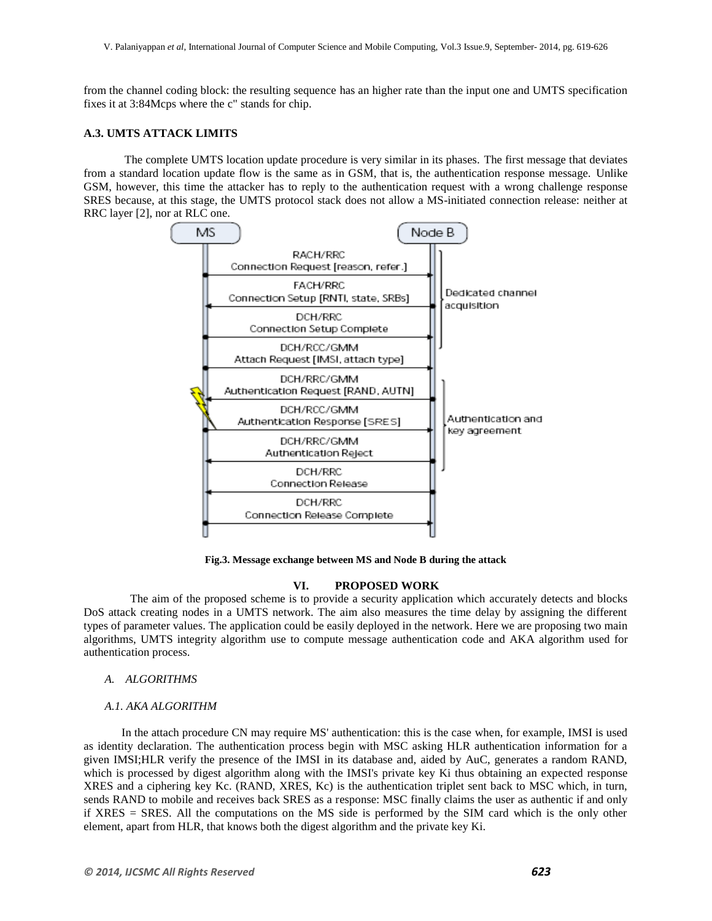from the channel coding block: the resulting sequence has an higher rate than the input one and UMTS specification fixes it at 3:84Mcps where the c" stands for chip.

### A.3. UMTS ATTACK LIMITS

The complete UMTS location update procedure is very similar in its phases. The first message that deviates from a standard location update flow is the same as in GSM, that is, the authentication response message. Unlike GSM, however, this time the attacker has to reply to the authentication request with a wrong challenge response SRES because, at this stage, the UMTS protocol stack does not allow a MS-initiated connection release: neither at RRC layer [2], nor at RLC one.

Fig.3. Message exchange between MS and Node B during the attack

## VI. PROPOSED WORK

The aim of the proposed scheme is to provide a security application which accurately detects and blocks DoS attack creating nodes in a UMTS network. The aim also measures the time delay by assigning the different types of parameter values. The application could be easily deployed in the network. Here we are proposing two main algorithms, UMTS integrity algorithm use to compute message authentication code and AKA algorithm used for authentication process.

### *A. ALGORITHMS*

#### *A.1. AKA ALGORITHM*

In the attach procedure CN may require MS' authentication: this is the case when, for example, IMSI is used as identity declaration. The authentication process begin with MSC asking HLR authentication information for a given IMSI;HLR verify the presence of the IMSI in its database and, aided by AuC, generates a random RAND, which is processed by digest algorithm along with the IMSI's private key Ki thus obtaining an expected response XRES and a ciphering key Kc. (RAND, XRES, Kc) is the authentication triplet sent back to MSC which, in turn, sends RAND to mobile and receives back SRES as a response: MSC finally claims the user as authentic if and only if XRES = SRES. All the computations on the MS side is performed by the SIM card which is the only other element, apart from HLR, that knows both the digest algorithm and the private key Ki.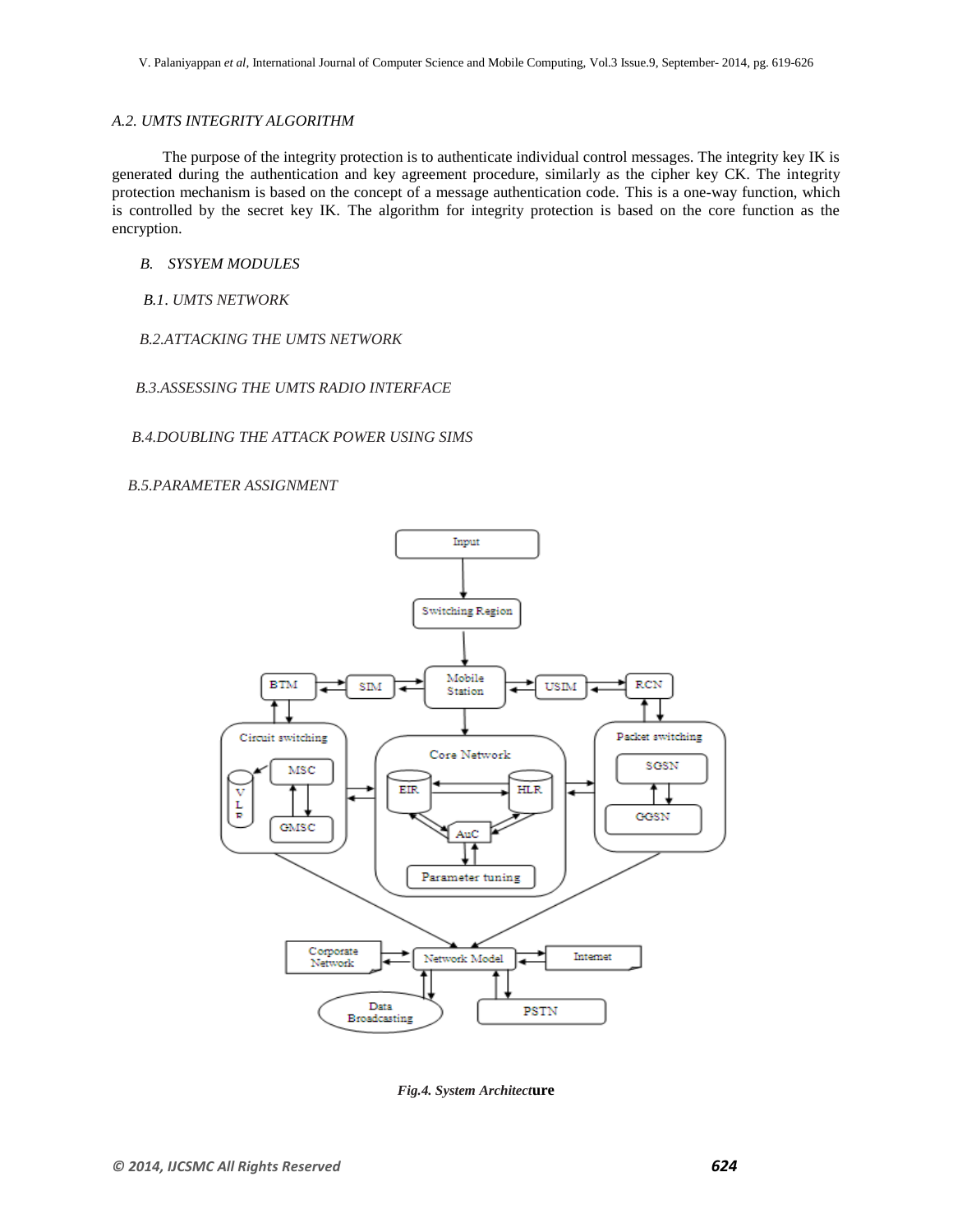### A.2. UMTS INTEGRITY ALGORITHM

The purpose of the integrity protection is to authenticate individual control messages. The integrity key IK is generated during the authentication and key agreement procedure, similarly as the cipher key CK. The integrity protection mechanism is based on the concept of a message authentication code. This is a one-way function, which is controlled by the secret key IK. The algorithm for integrity protection is based on the core function as the encryption.

## B. SYSYEM MODULES

### B.1. UMTS NETWORK

### B.2.ATTACKING THE UMTS NETWORK

### B.3.ASSESSING THE UMTS RADIO INTERFACE

### B.4.DOUBLING THE ATTACK POWER USING SIMS

### B.5.PARAMETER ASSIGNMENT

***Fig.4. System Architecture***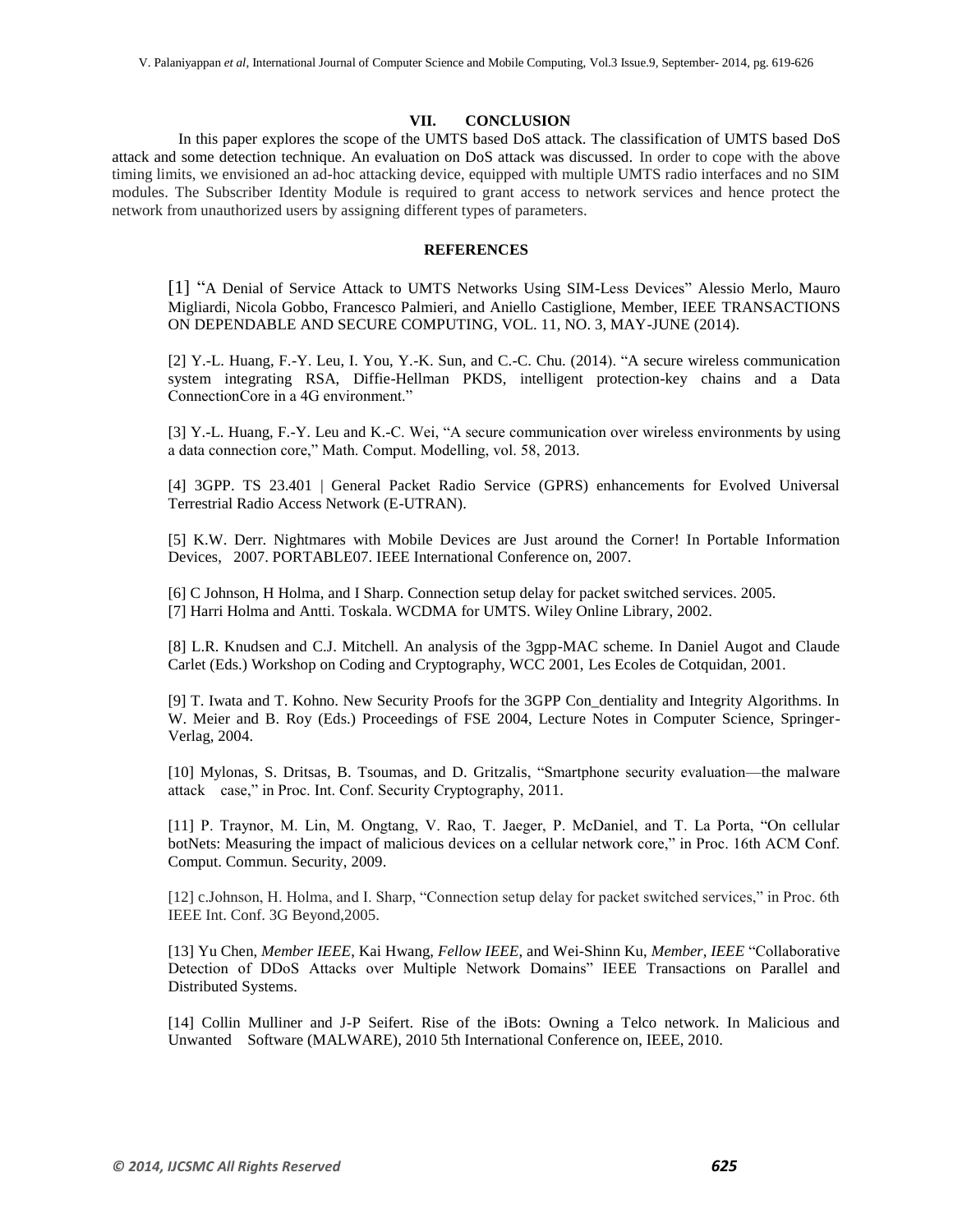## VII. CONCLUSION

In this paper explores the scope of the UMTS based DoS attack. The classification of UMTS based DoS attack and some detection technique. An evaluation on DoS attack was discussed. In order to cope with the above timing limits, we envisioned an ad-hoc attacking device, equipped with multiple UMTS radio interfaces and no SIM modules. The Subscriber Identity Module is required to grant access to network services and hence protect the network from unauthorized users by assigning different types of parameters.

## REFERENCES

[1] "A Denial of Service Attack to UMTS Networks Using SIM-Less Devices" Alessio Merlo, Mauro Migliardi, Nicola Gobbo, Francesco Palmieri, and Aniello Castiglione, Member, IEEE TRANSACTIONS ON DEPENDABLE AND SECURE COMPUTING, VOL. 11, NO. 3, MAY-JUNE (2014).

[2] Y.-L. Huang, F.-Y. Leu, I. You, Y.-K. Sun, and C.-C. Chu. (2014). "A secure wireless communication system integrating RSA, Diffie-Hellman PKDS, intelligent protection-key chains and a Data ConnectionCore in a 4G environment."

[3] Y.-L. Huang, F.-Y. Leu and K.-C. Wei, "A secure communication over wireless environments by using a data connection core," Math. Comput. Modelling, vol. 58, 2013.

[4] 3GPP. TS 23.401 | General Packet Radio Service (GPRS) enhancements for Evolved Universal Terrestrial Radio Access Network (E-UTRAN).

[5] K.W. Derr. Nightmares with Mobile Devices are Just around the Corner! In Portable Information Devices, 2007. PORTABLE07. IEEE International Conference on, 2007.

[6] C Johnson, H Holma, and I Sharp. Connection setup delay for packet switched services. 2005.

[7] Harri Holma and Antti. Toskala. WCDMA for UMTS. Wiley Online Library, 2002.

[8] L.R. Knudsen and C.J. Mitchell. An analysis of the 3gpp-MAC scheme. In Daniel Augot and Claude Carlet (Eds.) Workshop on Coding and Cryptography, WCC 2001, Les Ecoles de Cotquidan, 2001.

[9] T. Iwata and T. Kohno. New Security Proofs for the 3GPP Con_dentiality and Integrity Algorithms. In W. Meier and B. Roy (Eds.) Proceedings of FSE 2004, Lecture Notes in Computer Science, Springer-Verlag, 2004.

[10] Mylonas, S. Dritsas, B. Tsoumas, and D. Gritzalis, "Smartphone security evaluation—the malware attack case," in Proc. Int. Conf. Security Cryptography, 2011.

[11] P. Traynor, M. Lin, M. Ongtang, V. Rao, T. Jaeger, P. McDaniel, and T. La Porta, "On cellular botNets: Measuring the impact of malicious devices on a cellular network core," in Proc. 16th ACM Conf. Comput. Commun. Security, 2009.

[12] c.Johnson, H. Holma, and I. Sharp, "Connection setup delay for packet switched services," in Proc. 6th IEEE Int. Conf. 3G Beyond,2005.

[13] Yu Chen, *Member IEEE*, Kai Hwang, *Fellow IEEE*, and Wei-Shinn Ku, *Member, IEEE* "Collaborative Detection of DDoS Attacks over Multiple Network Domains" IEEE Transactions on Parallel and Distributed Systems.

[14] Collin Mulliner and J-P Seifert. Rise of the iBots: Owning a Telco network. In Malicious and Unwanted Software (MALWARE), 2010 5th International Conference on, IEEE, 2010.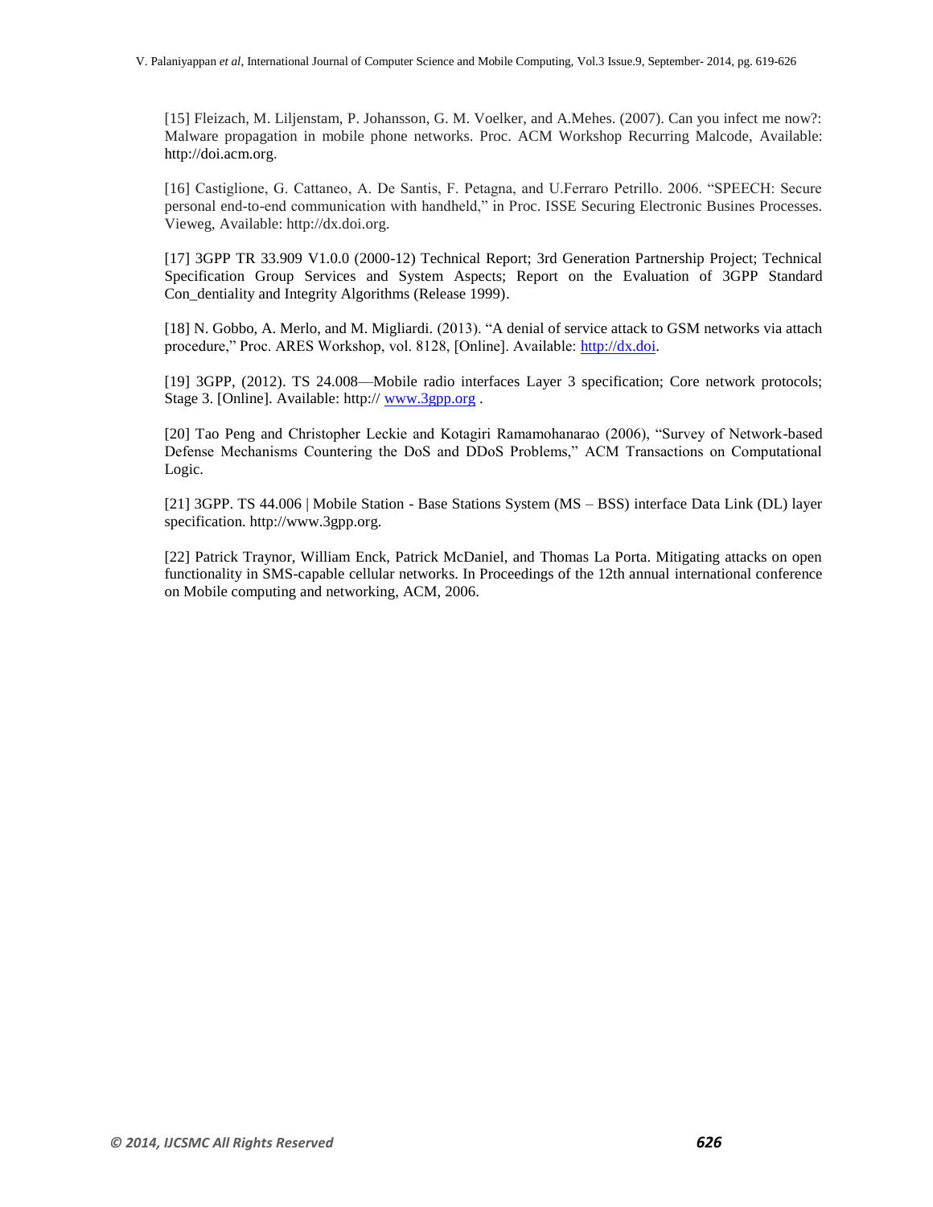[15] Fleizach, M. Liljenstam, P. Johansson, G. M. Voelker, and A.Mehes. (2007). Can you infect me now?: Malware propagation in mobile phone networks. Proc. ACM Workshop Recurring Malcode, Available: http://doi.acm.org.

[16] Castiglione, G. Cattaneo, A. De Santis, F. Petagna, and U.Ferraro Petrillo. 2006. "SPEECH: Secure personal end-to-end communication with handheld," in Proc. ISSE Securing Electronic Busines Processes. Vieweg, Available: http://dx.doi.org.

[17] 3GPP TR 33.909 V1.0.0 (2000-12) Technical Report; 3rd Generation Partnership Project; Technical Specification Group Services and System Aspects; Report on the Evaluation of 3GPP Standard Con_dentiality and Integrity Algorithms (Release 1999).

[18] N. Gobbo, A. Merlo, and M. Migliardi. (2013). "A denial of service attack to GSM networks via attach procedure," Proc. ARES Workshop, vol. 8128, [Online]. Available: http://dx.doi.

[19] 3GPP, (2012). TS 24.008—Mobile radio interfaces Layer 3 specification; Core network protocols; Stage 3. [Online]. Available: http:// www.3gpp.org .

[20] Tao Peng and Christopher Leckie and Kotagiri Ramamohanarao (2006), "Survey of Network-based Defense Mechanisms Countering the DoS and DDoS Problems," ACM Transactions on Computational Logic.

[21] 3GPP. TS 44.006 | Mobile Station - Base Stations System (MS – BSS) interface Data Link (DL) layer specification. http://www.3gpp.org.

[22] Patrick Traynor, William Enck, Patrick McDaniel, and Thomas La Porta. Mitigating attacks on open functionality in SMS-capable cellular networks. In Proceedings of the 12th annual international conference on Mobile computing and networking, ACM, 2006.